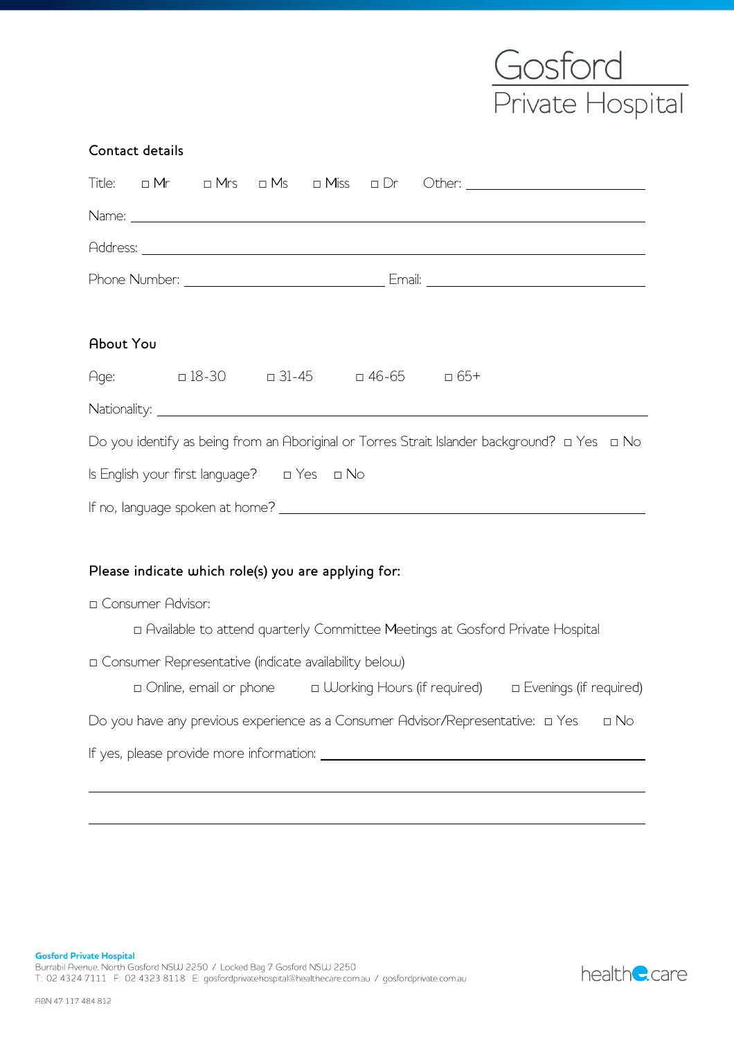# Gosford Private Hospital

## Contact details

Title: ☐ Mr ☐ Mrs ☐ Ms ☐ Miss ☐ Dr Other: ____________________

Name: ____________________________________________________________

Address: __________________________________________________________

Phone Number: ______________________ Email: ______________________

## About You

Age: ☐ 18-30 ☐ 31-45 ☐ 46-65 ☐ 65+

Nationality: ______________________________________________________

Do you identify as being from an Aboriginal or Torres Strait Islander background? ☐ Yes ☐ No

Is English your first language? ☐ Yes ☐ No

If no, language spoken at home? ____________________________________

## Please indicate which role(s) you are applying for:

☐ Consumer Advisor:

- ☐ Available to attend quarterly Committee Meetings at Gosford Private Hospital

☐ Consumer Representative (indicate availability below)

- ☐ Online, email or phone ☐ Working Hours (if required) ☐ Evenings (if required)

Do you have any previous experience as a Consumer Advisor/Representative: ☐ Yes ☐ No

If yes, please provide more information: ___________________________

__________________________________________________________________

__________________________________________________________________

**Gosford Private Hospital**
Burrabil Avenue, North Gosford NSW 2250 / Locked Bag 7 Gosford NSW 2250
T: 02 4324 7111 F: 02 4323 8118 E: gosfordprivatehospital@healthecare.com.au / gosfordprivate.com.au

ABN 47 117 484 812

healthe.care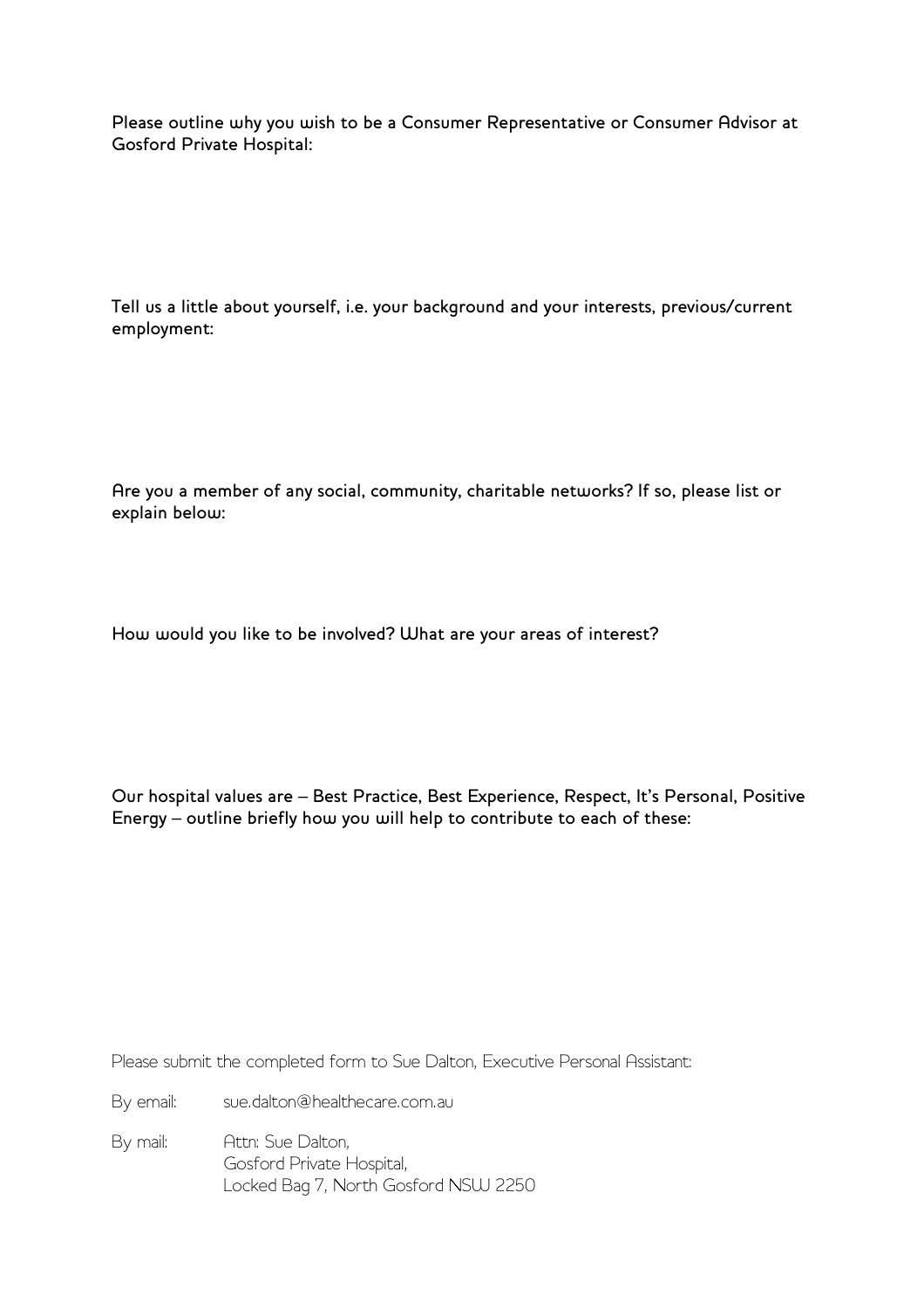Please outline why you wish to be a Consumer Representative or Consumer Advisor at Gosford Private Hospital:

Tell us a little about yourself, i.e. your background and your interests, previous/current employment:

Are you a member of any social, community, charitable networks? If so, please list or explain below:

How would you like to be involved? What are your areas of interest?

Our hospital values are – Best Practice, Best Experience, Respect, It's Personal, Positive Energy – outline briefly how you will help to contribute to each of these:

Please submit the completed form to Sue Dalton, Executive Personal Assistant:

By email: sue.dalton@healthecare.com.au

By mail: Attn: Sue Dalton,
Gosford Private Hospital,
Locked Bag 7, North Gosford NSW 2250